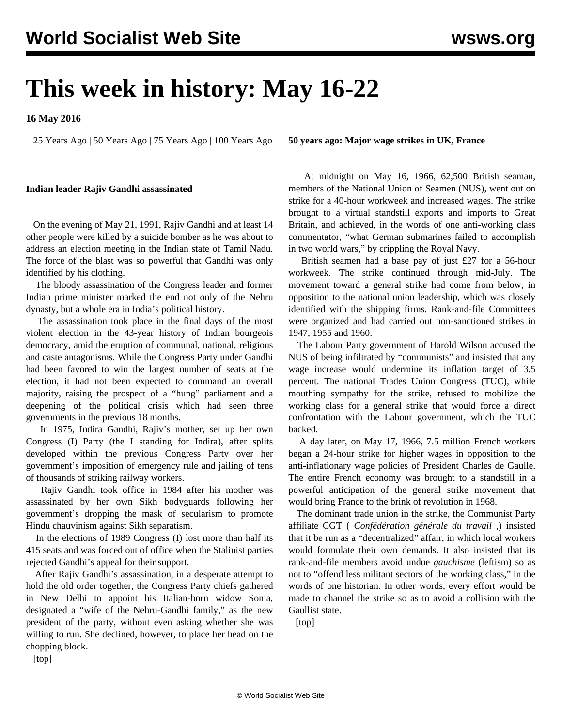# This week in history: May 16-22

**16 May 2016**

25 Years Ago | 50 Years Ago | 75 Years Ago | 100 Years Ago

**Indian leader Rajiv Gandhi assassinated**

On the evening of May 21, 1991, Rajiv Gandhi and at least 14 other people were killed by a suicide bomber as he was about to address an election meeting in the Indian state of Tamil Nadu. The force of the blast was so powerful that Gandhi was only identified by his clothing.

The bloody assassination of the Congress leader and former Indian prime minister marked the end not only of the Nehru dynasty, but a whole era in India's political history.

The assassination took place in the final days of the most violent election in the 43-year history of Indian bourgeois democracy, amid the eruption of communal, national, religious and caste antagonisms. While the Congress Party under Gandhi had been favored to win the largest number of seats at the election, it had not been expected to command an overall majority, raising the prospect of a "hung" parliament and a deepening of the political crisis which had seen three governments in the previous 18 months.

In 1975, Indira Gandhi, Rajiv's mother, set up her own Congress (I) Party (the I standing for Indira), after splits developed within the previous Congress Party over her government's imposition of emergency rule and jailing of tens of thousands of striking railway workers.

Rajiv Gandhi took office in 1984 after his mother was assassinated by her own Sikh bodyguards following her government's dropping the mask of secularism to promote Hindu chauvinism against Sikh separatism.

In the elections of 1989 Congress (I) lost more than half its 415 seats and was forced out of office when the Stalinist parties rejected Gandhi's appeal for their support.

After Rajiv Gandhi's assassination, in a desperate attempt to hold the old order together, the Congress Party chiefs gathered in New Delhi to appoint his Italian-born widow Sonia, designated a "wife of the Nehru-Gandhi family," as the new president of the party, without even asking whether she was willing to run. She declined, however, to place her head on the chopping block.

[top]

**50 years ago: Major wage strikes in UK, France**

At midnight on May 16, 1966, 62,500 British seaman, members of the National Union of Seamen (NUS), went out on strike for a 40-hour workweek and increased wages. The strike brought to a virtual standstill exports and imports to Great Britain, and achieved, in the words of one anti-working class commentator, "what German submarines failed to accomplish in two world wars," by crippling the Royal Navy.

British seamen had a base pay of just £27 for a 56-hour workweek. The strike continued through mid-July. The movement toward a general strike had come from below, in opposition to the national union leadership, which was closely identified with the shipping firms. Rank-and-file Committees were organized and had carried out non-sanctioned strikes in 1947, 1955 and 1960.

The Labour Party government of Harold Wilson accused the NUS of being infiltrated by "communists" and insisted that any wage increase would undermine its inflation target of 3.5 percent. The national Trades Union Congress (TUC), while mouthing sympathy for the strike, refused to mobilize the working class for a general strike that would force a direct confrontation with the Labour government, which the TUC backed.

A day later, on May 17, 1966, 7.5 million French workers began a 24-hour strike for higher wages in opposition to the anti-inflationary wage policies of President Charles de Gaulle. The entire French economy was brought to a standstill in a powerful anticipation of the general strike movement that would bring France to the brink of revolution in 1968.

The dominant trade union in the strike, the Communist Party affiliate CGT ( *Confédération générale du travail* ,) insisted that it be run as a "decentralized" affair, in which local workers would formulate their own demands. It also insisted that its rank-and-file members avoid undue *gauchisme* (leftism) so as not to "offend less militant sectors of the working class," in the words of one historian. In other words, every effort would be made to channel the strike so as to avoid a collision with the Gaullist state.

[top]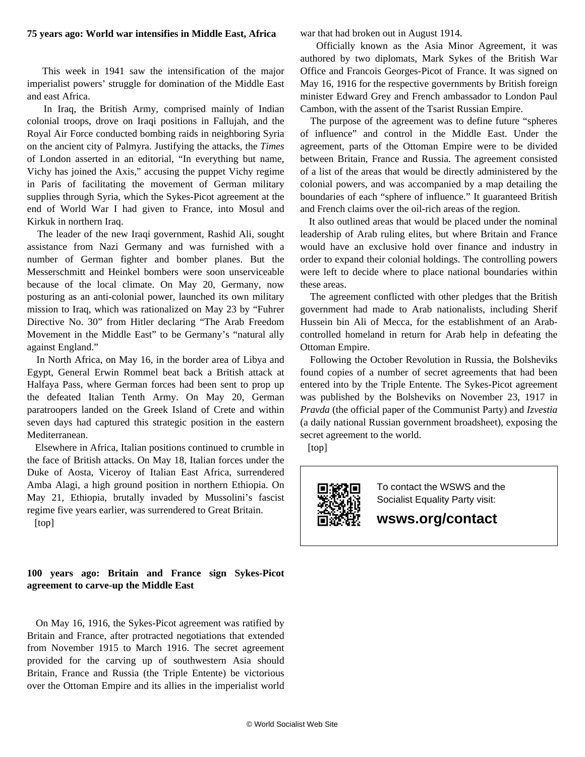**75 years ago: World war intensifies in Middle East, Africa**

This week in 1941 saw the intensification of the major imperialist powers' struggle for domination of the Middle East and east Africa.

In Iraq, the British Army, comprised mainly of Indian colonial troops, drove on Iraqi positions in Fallujah, and the Royal Air Force conducted bombing raids in neighboring Syria on the ancient city of Palmyra. Justifying the attacks, the *Times* of London asserted in an editorial, "In everything but name, Vichy has joined the Axis," accusing the puppet Vichy regime in Paris of facilitating the movement of German military supplies through Syria, which the Sykes-Picot agreement at the end of World War I had given to France, into Mosul and Kirkuk in northern Iraq.

The leader of the new Iraqi government, Rashid Ali, sought assistance from Nazi Germany and was furnished with a number of German fighter and bomber planes. But the Messerschmitt and Heinkel bombers were soon unserviceable because of the local climate. On May 20, Germany, now posturing as an anti-colonial power, launched its own military mission to Iraq, which was rationalized on May 23 by "Fuhrer Directive No. 30" from Hitler declaring "The Arab Freedom Movement in the Middle East" to be Germany's "natural ally against England."

In North Africa, on May 16, in the border area of Libya and Egypt, General Erwin Rommel beat back a British attack at Halfaya Pass, where German forces had been sent to prop up the defeated Italian Tenth Army. On May 20, German paratroopers landed on the Greek Island of Crete and within seven days had captured this strategic position in the eastern Mediterranean.

Elsewhere in Africa, Italian positions continued to crumble in the face of British attacks. On May 18, Italian forces under the Duke of Aosta, Viceroy of Italian East Africa, surrendered Amba Alagi, a high ground position in northern Ethiopia. On May 21, Ethiopia, brutally invaded by Mussolini's fascist regime five years earlier, was surrendered to Great Britain.

[top]

**100 years ago: Britain and France sign Sykes-Picot agreement to carve-up the Middle East**

On May 16, 1916, the Sykes-Picot agreement was ratified by Britain and France, after protracted negotiations that extended from November 1915 to March 1916. The secret agreement provided for the carving up of southwestern Asia should Britain, France and Russia (the Triple Entente) be victorious over the Ottoman Empire and its allies in the imperialist world war that had broken out in August 1914.

Officially known as the Asia Minor Agreement, it was authored by two diplomats, Mark Sykes of the British War Office and Francois Georges-Picot of France. It was signed on May 16, 1916 for the respective governments by British foreign minister Edward Grey and French ambassador to London Paul Cambon, with the assent of the Tsarist Russian Empire.

The purpose of the agreement was to define future "spheres of influence" and control in the Middle East. Under the agreement, parts of the Ottoman Empire were to be divided between Britain, France and Russia. The agreement consisted of a list of the areas that would be directly administered by the colonial powers, and was accompanied by a map detailing the boundaries of each "sphere of influence." It guaranteed British and French claims over the oil-rich areas of the region.

It also outlined areas that would be placed under the nominal leadership of Arab ruling elites, but where Britain and France would have an exclusive hold over finance and industry in order to expand their colonial holdings. The controlling powers were left to decide where to place national boundaries within these areas.

The agreement conflicted with other pledges that the British government had made to Arab nationalists, including Sherif Hussein bin Ali of Mecca, for the establishment of an Arab-controlled homeland in return for Arab help in defeating the Ottoman Empire.

Following the October Revolution in Russia, the Bolsheviks found copies of a number of secret agreements that had been entered into by the Triple Entente. The Sykes-Picot agreement was published by the Bolsheviks on November 23, 1917 in *Pravda* (the official paper of the Communist Party) and *Izvestia* (a daily national Russian government broadsheet), exposing the secret agreement to the world.

[top]

To contact the WSWS and the Socialist Equality Party visit:

**wsws.org/contact**